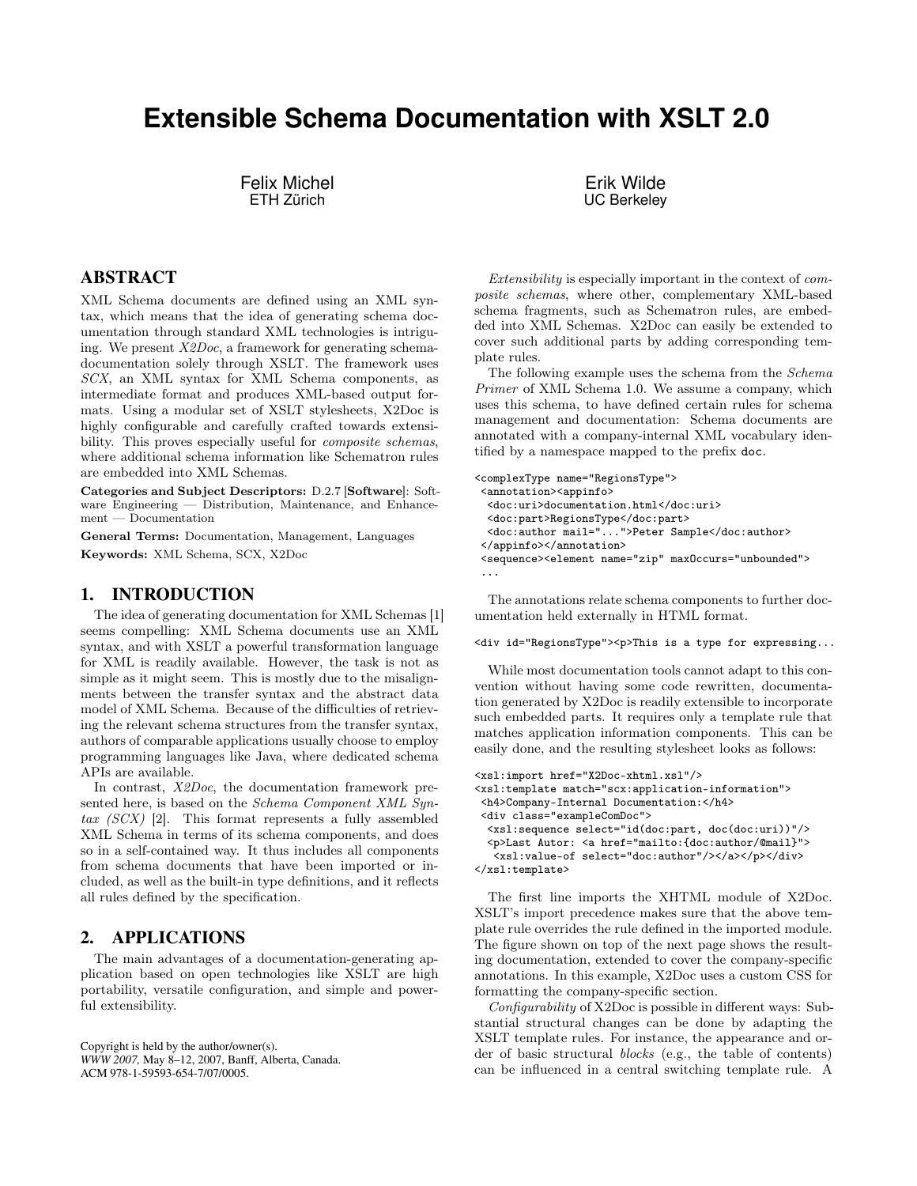# Extensible Schema Documentation with XSLT 2.0

Felix Michel
ETH Zürich

Erik Wilde
UC Berkeley

## ABSTRACT

XML Schema documents are defined using an XML syntax, which means that the idea of generating schema documentation through standard XML technologies is intriguing. We present *X2Doc*, a framework for generating schema-documentation solely through XSLT. The framework uses *SCX*, an XML syntax for XML Schema components, as intermediate format and produces XML-based output formats. Using a modular set of XSLT stylesheets, X2Doc is highly configurable and carefully crafted towards extensibility. This proves especially useful for *composite schemas*, where additional schema information like Schematron rules are embedded into XML Schemas.

**Categories and Subject Descriptors:** D.2.7 [**Software**]: Software Engineering — Distribution, Maintenance, and Enhancement — Documentation

**General Terms:** Documentation, Management, Languages

**Keywords:** XML Schema, SCX, X2Doc

## 1. INTRODUCTION

The idea of generating documentation for XML Schemas [1] seems compelling: XML Schema documents use an XML syntax, and with XSLT a powerful transformation language for XML is readily available. However, the task is not as simple as it might seem. This is mostly due to the misalignments between the transfer syntax and the abstract data model of XML Schema. Because of the difficulties of retrieving the relevant schema structures from the transfer syntax, authors of comparable applications usually choose to employ programming languages like Java, where dedicated schema APIs are available.

In contrast, *X2Doc*, the documentation framework presented here, is based on the *Schema Component XML Syntax (SCX)* [2]. This format represents a fully assembled XML Schema in terms of its schema components, and does so in a self-contained way. It thus includes all components from schema documents that have been imported or included, as well as the built-in type definitions, and it reflects all rules defined by the specification.

## 2. APPLICATIONS

The main advantages of a documentation-generating application based on open technologies like XSLT are high portability, versatile configuration, and simple and powerful extensibility.

Copyright is held by the author/owner(s).
*WWW 2007*, May 8–12, 2007, Banff, Alberta, Canada.
ACM 978-1-59593-654-7/07/0005.

*Extensibility* is especially important in the context of *composite schemas*, where other, complementary XML-based schema fragments, such as Schematron rules, are embedded into XML Schemas. X2Doc can easily be extended to cover such additional parts by adding corresponding template rules.

The following example uses the schema from the *Schema Primer* of XML Schema 1.0. We assume a company, which uses this schema, to have defined certain rules for schema management and documentation: Schema documents are annotated with a company-internal XML vocabulary identified by a namespace mapped to the prefix `doc`.

```
<complexType name="RegionsType">
 <annotation><appinfo>
  <doc:uri>documentation.html</doc:uri>
  <doc:part>RegionsType</doc:part>
  <doc:author mail="...">Peter Sample</doc:author>
 </appinfo></annotation>
 <sequence><element name="zip" maxOccurs="unbounded">
 ...
```

The annotations relate schema components to further documentation held externally in HTML format.

```
<div id="RegionsType"><p>This is a type for expressing...
```

While most documentation tools cannot adapt to this convention without having some code rewritten, documentation generated by X2Doc is readily extensible to incorporate such embedded parts. It requires only a template rule that matches application information components. This can be easily done, and the resulting stylesheet looks as follows:

```
<xsl:import href="X2Doc-xhtml.xsl"/>
<xsl:template match="scx:application-information">
 <h4>Company-Internal Documentation:</h4>
 <div class="exampleComDoc">
  <xsl:sequence select="id(doc:part, doc(doc:uri))"/>
  <p>Last Autor: <a href="mailto:{doc:author/@mail}">
   <xsl:value-of select="doc:author"/></a></p></div>
</xsl:template>
```

The first line imports the XHTML module of X2Doc. XSLT's import precedence makes sure that the above template rule overrides the rule defined in the imported module. The figure shown on top of the next page shows the resulting documentation, extended to cover the company-specific annotations. In this example, X2Doc uses a custom CSS for formatting the company-specific section.

*Configurability* of X2Doc is possible in different ways: Substantial structural changes can be done by adapting the XSLT template rules. For instance, the appearance and order of basic structural *blocks* (e.g., the table of contents) can be influenced in a central switching template rule. A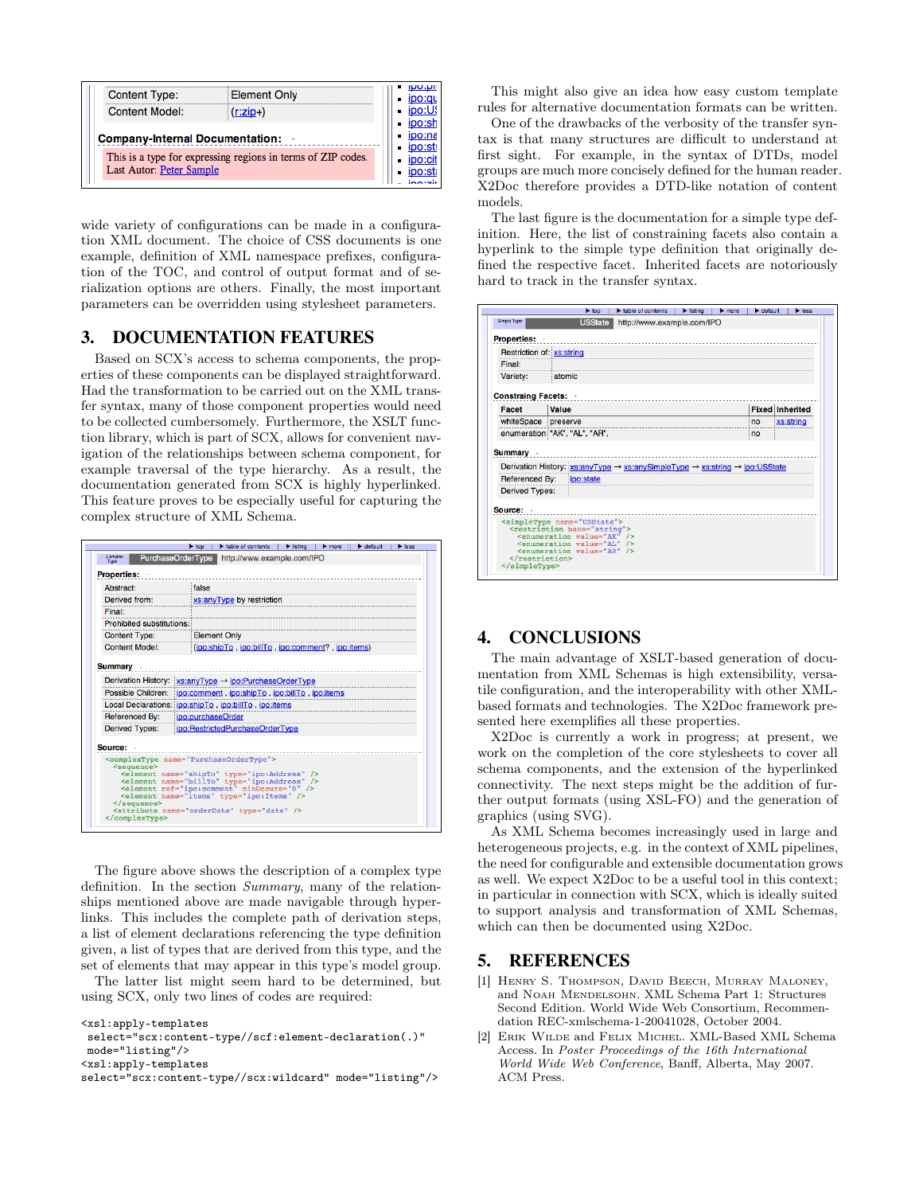wide variety of configurations can be made in a configuration XML document. The choice of CSS documents is one example, definition of XML namespace prefixes, configuration of the TOC, and control of output format and of serialization options are others. Finally, the most important parameters can be overridden using stylesheet parameters.

## 3. DOCUMENTATION FEATURES

Based on SCX's access to schema components, the properties of these components can be displayed straightforward. Had the transformation to be carried out on the XML transfer syntax, many of those component properties would need to be collected cumbersomely. Furthermore, the XSLT function library, which is part of SCX, allows for convenient navigation of the relationships between schema component, for example traversal of the type hierarchy. As a result, the documentation generated from SCX is highly hyperlinked. This feature proves to be especially useful for capturing the complex structure of XML Schema.

The figure above shows the description of a complex type definition. In the section *Summary*, many of the relationships mentioned above are made navigable through hyperlinks. This includes the complete path of derivation steps, a list of element declarations referencing the type definition given, a list of types that are derived from this type, and the set of elements that may appear in this type's model group.

The latter list might seem hard to be determined, but using SCX, only two lines of codes are required:

```
<xsl:apply-templates
 select="scx:content-type//scf:element-declaration(.)"
 mode="listing"/>
<xsl:apply-templates
select="scx:content-type//scx:wildcard" mode="listing"/>
```

This might also give an idea how easy custom template rules for alternative documentation formats can be written.

One of the drawbacks of the verbosity of the transfer syntax is that many structures are difficult to understand at first sight. For example, in the syntax of DTDs, model groups are much more concisely defined for the human reader. X2Doc therefore provides a DTD-like notation of content models.

The last figure is the documentation for a simple type definition. Here, the list of constraining facets also contain a hyperlink to the simple type definition that originally defined the respective facet. Inherited facets are notoriously hard to track in the transfer syntax.

## 4. CONCLUSIONS

The main advantage of XSLT-based generation of documentation from XML Schemas is high extensibility, versatile configuration, and the interoperability with other XML-based formats and technologies. The X2Doc framework presented here exemplifies all these properties.

X2Doc is currently a work in progress; at present, we work on the completion of the core stylesheets to cover all schema components, and the extension of the hyperlinked connectivity. The next steps might be the addition of further output formats (using XSL-FO) and the generation of graphics (using SVG).

As XML Schema becomes increasingly used in large and heterogeneous projects, e.g. in the context of XML pipelines, the need for configurable and extensible documentation grows as well. We expect X2Doc to be a useful tool in this context; in particular in connection with SCX, which is ideally suited to support analysis and transformation of XML Schemas, which can then be documented using X2Doc.

## 5. REFERENCES

[1] Henry S. Thompson, David Beech, Murray Maloney, and Noah Mendelsohn. XML Schema Part 1: Structures Second Edition. World Wide Web Consortium, Recommendation REC-xmlschema-1-20041028, October 2004.

[2] Erik Wilde and Felix Michel. XML-Based XML Schema Access. In *Poster Proceedings of the 16th International World Wide Web Conference*, Banff, Alberta, May 2007. ACM Press.